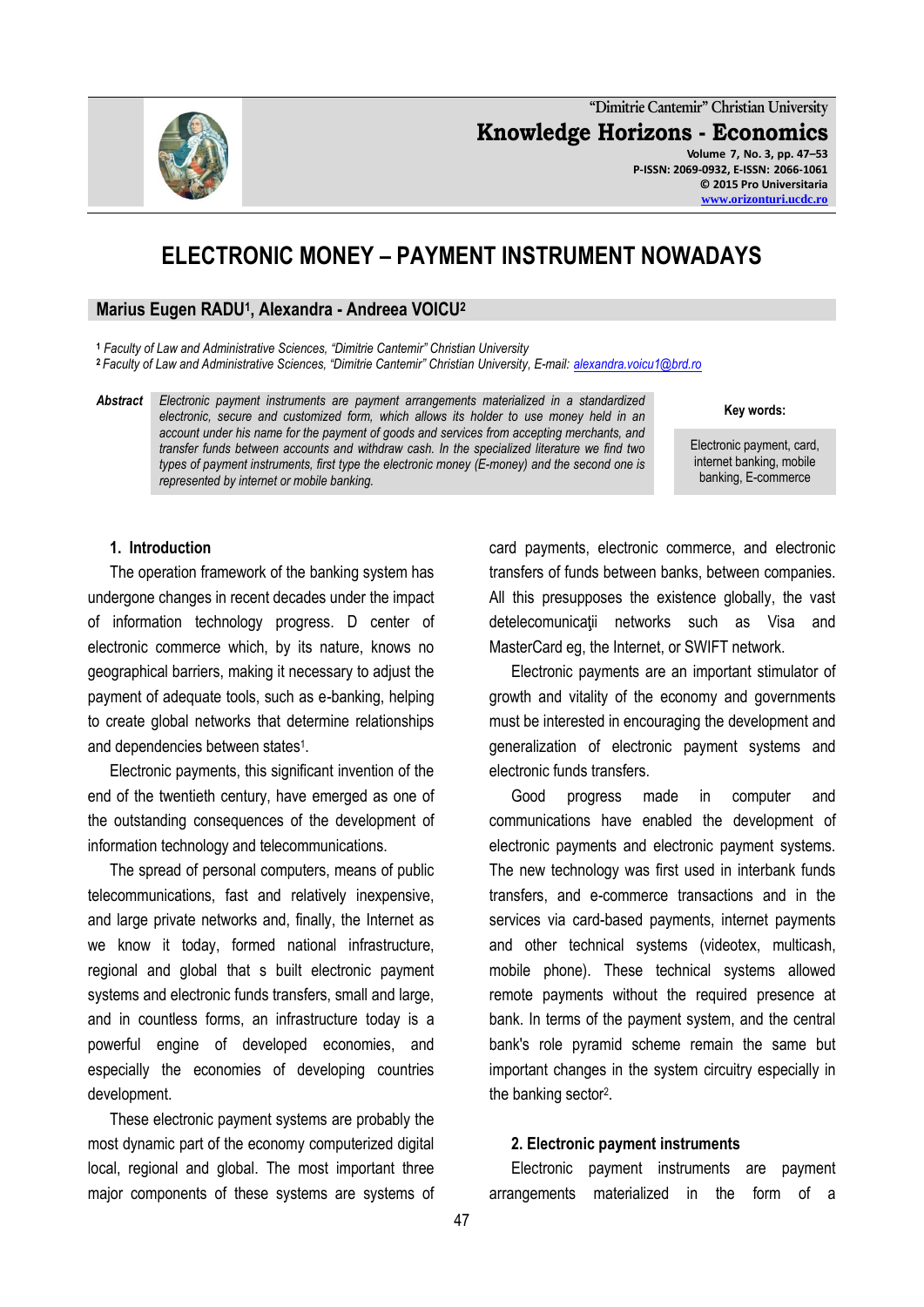# ELECTRONIC MONEY – PAYMENT INSTRUMENT NOWADAYS

**Marius Eugen RADU[1], Alexandra - Andreea VOICU[2]**

[1] *Faculty of Law and Administrative Sciences, "Dimitrie Cantemir" Christian University*
[2] *Faculty of Law and Administrative Sciences, "Dimitrie Cantemir" Christian University, E-mail: alexandra.voicu1@brd.ro*

**Abstract** *Electronic payment instruments are payment arrangements materialized in a standardized electronic, secure and customized form, which allows its holder to use money held in an account under his name for the payment of goods and services from accepting merchants, and transfer funds between accounts and withdraw cash. In the specialized literature we find two types of payment instruments, first type the electronic money (E-money) and the second one is represented by internet or mobile banking.*

**Key words:** Electronic payment, card, internet banking, mobile banking, E-commerce

## 1. Introduction

The operation framework of the banking system has undergone changes in recent decades under the impact of information technology progress. D center of electronic commerce which, by its nature, knows no geographical barriers, making it necessary to adjust the payment of adequate tools, such as e-banking, helping to create global networks that determine relationships and dependencies between states[1].

Electronic payments, this significant invention of the end of the twentieth century, have emerged as one of the outstanding consequences of the development of information technology and telecommunications.

The spread of personal computers, means of public telecommunications, fast and relatively inexpensive, and large private networks and, finally, the Internet as we know it today, formed national infrastructure, regional and global that s built electronic payment systems and electronic funds transfers, small and large, and in countless forms, an infrastructure today is a powerful engine of developed economies, and especially the economies of developing countries development.

These electronic payment systems are probably the most dynamic part of the economy computerized digital local, regional and global. The most important three major components of these systems are systems of card payments, electronic commerce, and electronic transfers of funds between banks, between companies. All this presupposes the existence globally, the vast detelecomunicaţii networks such as Visa and MasterCard eg, the Internet, or SWIFT network.

Electronic payments are an important stimulator of growth and vitality of the economy and governments must be interested in encouraging the development and generalization of electronic payment systems and electronic funds transfers.

Good progress made in computer and communications have enabled the development of electronic payments and electronic payment systems. The new technology was first used in interbank funds transfers, and e-commerce transactions and in the services via card-based payments, internet payments and other technical systems (videotex, multicash, mobile phone). These technical systems allowed remote payments without the required presence at bank. In terms of the payment system, and the central bank's role pyramid scheme remain the same but important changes in the system circuitry especially in the banking sector[2].

## 2. Electronic payment instruments

Electronic payment instruments are payment arrangements materialized in the form of a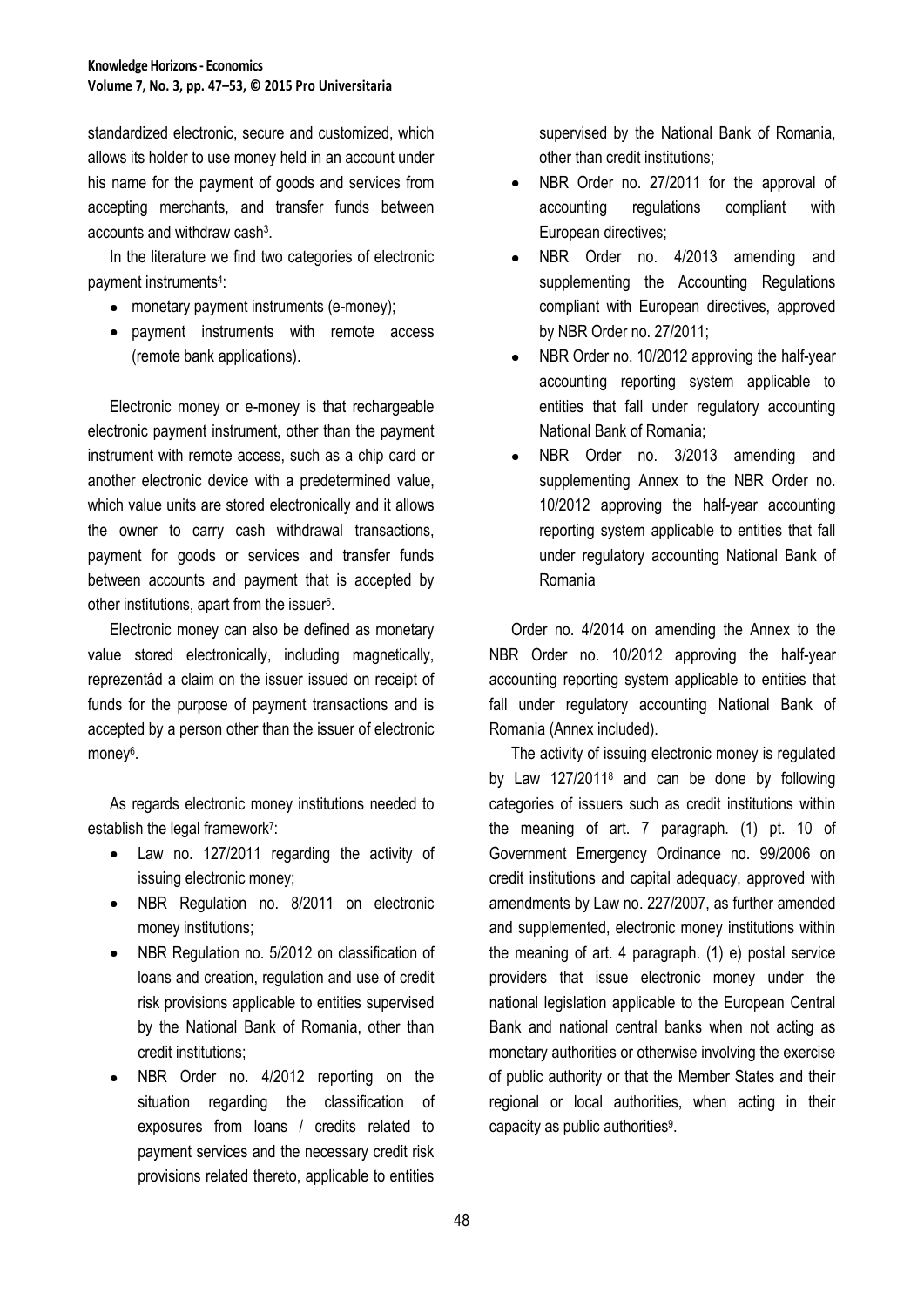standardized electronic, secure and customized, which allows its holder to use money held in an account under his name for the payment of goods and services from accepting merchants, and transfer funds between accounts and withdraw cash[3].

In the literature we find two categories of electronic payment instruments[4]:

- monetary payment instruments (e-money);
- payment instruments with remote access (remote bank applications).

Electronic money or e-money is that rechargeable electronic payment instrument, other than the payment instrument with remote access, such as a chip card or another electronic device with a predetermined value, which value units are stored electronically and it allows the owner to carry cash withdrawal transactions, payment for goods or services and transfer funds between accounts and payment that is accepted by other institutions, apart from the issuer[5].

Electronic money can also be defined as monetary value stored electronically, including magnetically, reprezentâd a claim on the issuer issued on receipt of funds for the purpose of payment transactions and is accepted by a person other than the issuer of electronic money[6].

As regards electronic money institutions needed to establish the legal framework[7]:

- Law no. 127/2011 regarding the activity of issuing electronic money;
- NBR Regulation no. 8/2011 on electronic money institutions;
- NBR Regulation no. 5/2012 on classification of loans and creation, regulation and use of credit risk provisions applicable to entities supervised by the National Bank of Romania, other than credit institutions;
- NBR Order no. 4/2012 reporting on the situation regarding the classification of exposures from loans / credits related to payment services and the necessary credit risk provisions related thereto, applicable to entities supervised by the National Bank of Romania, other than credit institutions;
- NBR Order no. 27/2011 for the approval of accounting regulations compliant with European directives;
- NBR Order no. 4/2013 amending and supplementing the Accounting Regulations compliant with European directives, approved by NBR Order no. 27/2011;
- NBR Order no. 10/2012 approving the half-year accounting reporting system applicable to entities that fall under regulatory accounting National Bank of Romania;
- NBR Order no. 3/2013 amending and supplementing Annex to the NBR Order no. 10/2012 approving the half-year accounting reporting system applicable to entities that fall under regulatory accounting National Bank of Romania

Order no. 4/2014 on amending the Annex to the NBR Order no. 10/2012 approving the half-year accounting reporting system applicable to entities that fall under regulatory accounting National Bank of Romania (Annex included).

The activity of issuing electronic money is regulated by Law 127/2011[8] and can be done by following categories of issuers such as credit institutions within the meaning of art. 7 paragraph. (1) pt. 10 of Government Emergency Ordinance no. 99/2006 on credit institutions and capital adequacy, approved with amendments by Law no. 227/2007, as further amended and supplemented, electronic money institutions within the meaning of art. 4 paragraph. (1) e) postal service providers that issue electronic money under the national legislation applicable to the European Central Bank and national central banks when not acting as monetary authorities or otherwise involving the exercise of public authority or that the Member States and their regional or local authorities, when acting in their capacity as public authorities[9].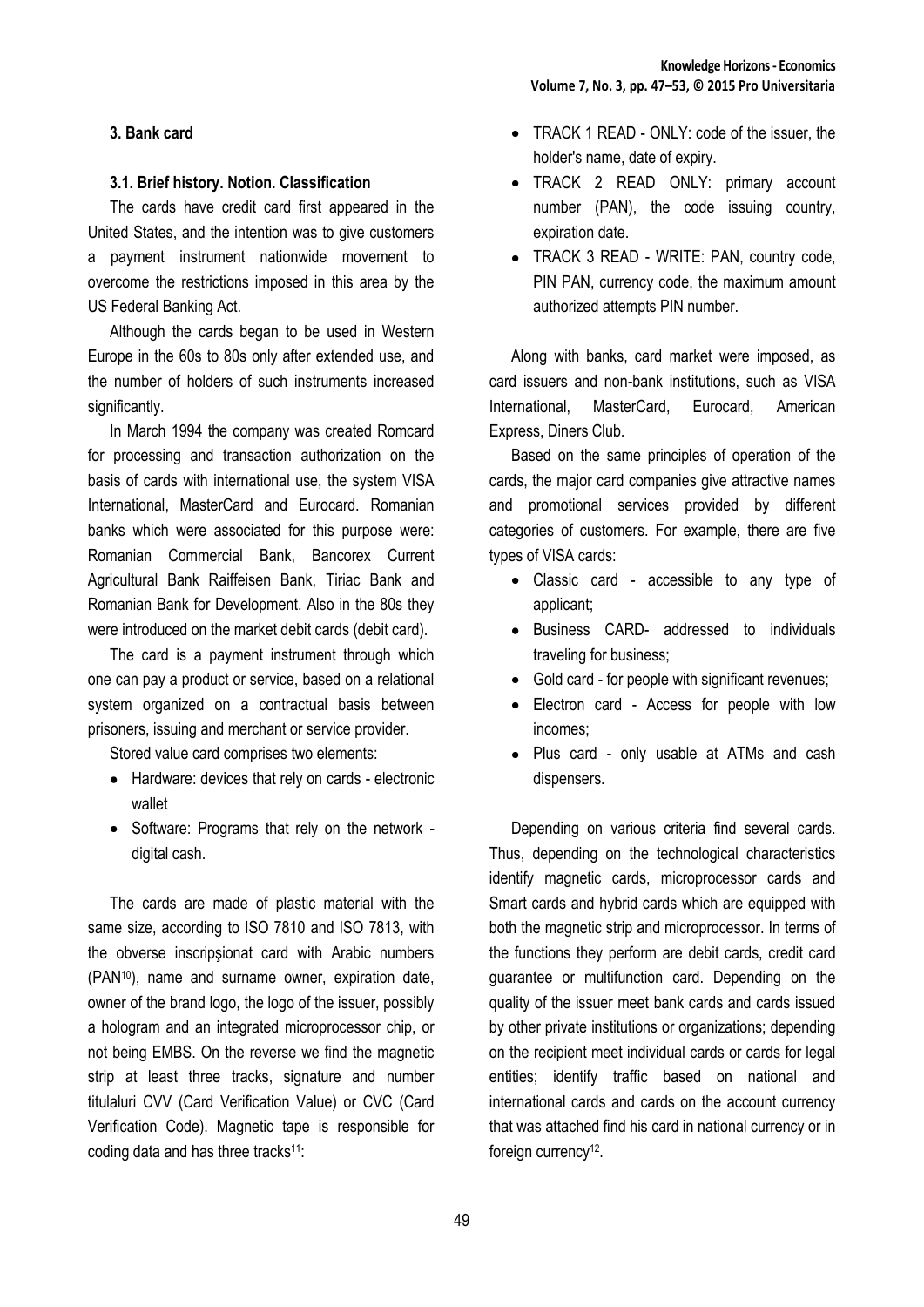### 3. Bank card

#### 3.1. Brief history. Notion. Classification

The cards have credit card first appeared in the United States, and the intention was to give customers a payment instrument nationwide movement to overcome the restrictions imposed in this area by the US Federal Banking Act.

Although the cards began to be used in Western Europe in the 60s to 80s only after extended use, and the number of holders of such instruments increased significantly.

In March 1994 the company was created Romcard for processing and transaction authorization on the basis of cards with international use, the system VISA International, MasterCard and Eurocard. Romanian banks which were associated for this purpose were: Romanian Commercial Bank, Bancorex Current Agricultural Bank Raiffeisen Bank, Tiriac Bank and Romanian Bank for Development. Also in the 80s they were introduced on the market debit cards (debit card).

The card is a payment instrument through which one can pay a product or service, based on a relational system organized on a contractual basis between prisoners, issuing and merchant or service provider.

Stored value card comprises two elements:

- Hardware: devices that rely on cards - electronic wallet
- Software: Programs that rely on the network - digital cash.

The cards are made of plastic material with the same size, according to ISO 7810 and ISO 7813, with the obverse inscripşionat card with Arabic numbers (PAN[10]), name and surname owner, expiration date, owner of the brand logo, the logo of the issuer, possibly a hologram and an integrated microprocessor chip, or not being EMBS. On the reverse we find the magnetic strip at least three tracks, signature and number titulaluri CVV (Card Verification Value) or CVC (Card Verification Code). Magnetic tape is responsible for coding data and has three tracks[11]:

- TRACK 1 READ - ONLY: code of the issuer, the holder's name, date of expiry.
- TRACK 2 READ ONLY: primary account number (PAN), the code issuing country, expiration date.
- TRACK 3 READ - WRITE: PAN, country code, PIN PAN, currency code, the maximum amount authorized attempts PIN number.

Along with banks, card market were imposed, as card issuers and non-bank institutions, such as VISA International, MasterCard, Eurocard, American Express, Diners Club.

Based on the same principles of operation of the cards, the major card companies give attractive names and promotional services provided by different categories of customers. For example, there are five types of VISA cards:

- Classic card - accessible to any type of applicant;
- Business CARD- addressed to individuals traveling for business;
- Gold card - for people with significant revenues;
- Electron card - Access for people with low incomes;
- Plus card - only usable at ATMs and cash dispensers.

Depending on various criteria find several cards. Thus, depending on the technological characteristics identify magnetic cards, microprocessor cards and Smart cards and hybrid cards which are equipped with both the magnetic strip and microprocessor. In terms of the functions they perform are debit cards, credit card guarantee or multifunction card. Depending on the quality of the issuer meet bank cards and cards issued by other private institutions or organizations; depending on the recipient meet individual cards or cards for legal entities; identify traffic based on national and international cards and cards on the account currency that was attached find his card in national currency or in foreign currency[12].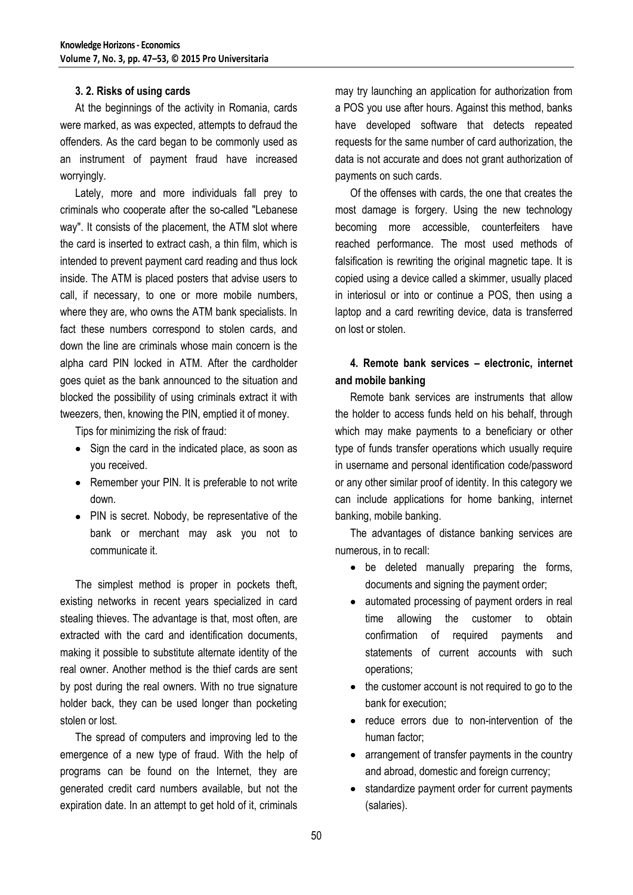### 3. 2. Risks of using cards

At the beginnings of the activity in Romania, cards were marked, as was expected, attempts to defraud the offenders. As the card began to be commonly used as an instrument of payment fraud have increased worryingly.

Lately, more and more individuals fall prey to criminals who cooperate after the so-called "Lebanese way". It consists of the placement, the ATM slot where the card is inserted to extract cash, a thin film, which is intended to prevent payment card reading and thus lock inside. The ATM is placed posters that advise users to call, if necessary, to one or more mobile numbers, where they are, who owns the ATM bank specialists. In fact these numbers correspond to stolen cards, and down the line are criminals whose main concern is the alpha card PIN locked in ATM. After the cardholder goes quiet as the bank announced to the situation and blocked the possibility of using criminals extract it with tweezers, then, knowing the PIN, emptied it of money.

Tips for minimizing the risk of fraud:

- Sign the card in the indicated place, as soon as you received.
- Remember your PIN. It is preferable to not write down.
- PIN is secret. Nobody, be representative of the bank or merchant may ask you not to communicate it.

The simplest method is proper in pockets theft, existing networks in recent years specialized in card stealing thieves. The advantage is that, most often, are extracted with the card and identification documents, making it possible to substitute alternate identity of the real owner. Another method is the thief cards are sent by post during the real owners. With no true signature holder back, they can be used longer than pocketing stolen or lost.

The spread of computers and improving led to the emergence of a new type of fraud. With the help of programs can be found on the Internet, they are generated credit card numbers available, but not the expiration date. In an attempt to get hold of it, criminals may try launching an application for authorization from a POS you use after hours. Against this method, banks have developed software that detects repeated requests for the same number of card authorization, the data is not accurate and does not grant authorization of payments on such cards.

Of the offenses with cards, the one that creates the most damage is forgery. Using the new technology becoming more accessible, counterfeiters have reached performance. The most used methods of falsification is rewriting the original magnetic tape. It is copied using a device called a skimmer, usually placed in interiosul or into or continue a POS, then using a laptop and a card rewriting device, data is transferred on lost or stolen.

## 4. Remote bank services – electronic, internet and mobile banking

Remote bank services are instruments that allow the holder to access funds held on his behalf, through which may make payments to a beneficiary or other type of funds transfer operations which usually require in username and personal identification code/password or any other similar proof of identity. In this category we can include applications for home banking, internet banking, mobile banking.

The advantages of distance banking services are numerous, in to recall:

- be deleted manually preparing the forms, documents and signing the payment order;
- automated processing of payment orders in real time allowing the customer to obtain confirmation of required payments and statements of current accounts with such operations;
- the customer account is not required to go to the bank for execution;
- reduce errors due to non-intervention of the human factor;
- arrangement of transfer payments in the country and abroad, domestic and foreign currency;
- standardize payment order for current payments (salaries).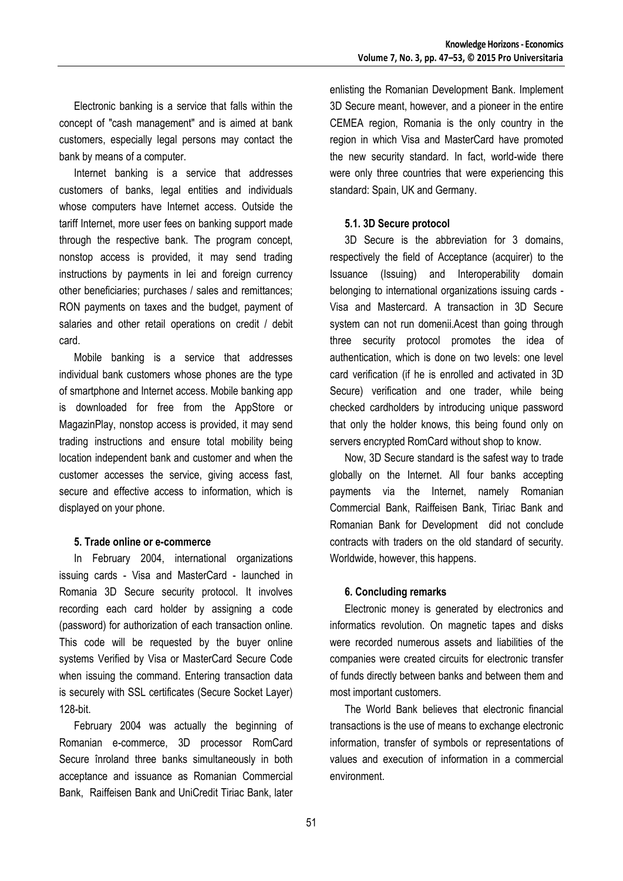Electronic banking is a service that falls within the concept of "cash management" and is aimed at bank customers, especially legal persons may contact the bank by means of a computer.

Internet banking is a service that addresses customers of banks, legal entities and individuals whose computers have Internet access. Outside the tariff Internet, more user fees on banking support made through the respective bank. The program concept, nonstop access is provided, it may send trading instructions by payments in lei and foreign currency other beneficiaries; purchases / sales and remittances; RON payments on taxes and the budget, payment of salaries and other retail operations on credit / debit card.

Mobile banking is a service that addresses individual bank customers whose phones are the type of smartphone and Internet access. Mobile banking app is downloaded for free from the AppStore or MagazinPlay, nonstop access is provided, it may send trading instructions and ensure total mobility being location independent bank and customer and when the customer accesses the service, giving access fast, secure and effective access to information, which is displayed on your phone.

#### 5. Trade online or e-commerce

In February 2004, international organizations issuing cards - Visa and MasterCard - launched in Romania 3D Secure security protocol. It involves recording each card holder by assigning a code (password) for authorization of each transaction online. This code will be requested by the buyer online systems Verified by Visa or MasterCard Secure Code when issuing the command. Entering transaction data is securely with SSL certificates (Secure Socket Layer) 128-bit.

February 2004 was actually the beginning of Romanian e-commerce, 3D processor RomCard Secure înroland three banks simultaneously in both acceptance and issuance as Romanian Commercial Bank, Raiffeisen Bank and UniCredit Tiriac Bank, later enlisting the Romanian Development Bank. Implement 3D Secure meant, however, and a pioneer in the entire CEMEA region, Romania is the only country in the region in which Visa and MasterCard have promoted the new security standard. In fact, world-wide there were only three countries that were experiencing this standard: Spain, UK and Germany.

#### 5.1. 3D Secure protocol

3D Secure is the abbreviation for 3 domains, respectively the field of Acceptance (acquirer) to the Issuance (Issuing) and Interoperability domain belonging to international organizations issuing cards - Visa and Mastercard. A transaction in 3D Secure system can not run domenii.Acest than going through three security protocol promotes the idea of authentication, which is done on two levels: one level card verification (if he is enrolled and activated in 3D Secure) verification and one trader, while being checked cardholders by introducing unique password that only the holder knows, this being found only on servers encrypted RomCard without shop to know.

Now, 3D Secure standard is the safest way to trade globally on the Internet. All four banks accepting payments via the Internet, namely Romanian Commercial Bank, Raiffeisen Bank, Tiriac Bank and Romanian Bank for Development did not conclude contracts with traders on the old standard of security. Worldwide, however, this happens.

#### 6. Concluding remarks

Electronic money is generated by electronics and informatics revolution. On magnetic tapes and disks were recorded numerous assets and liabilities of the companies were created circuits for electronic transfer of funds directly between banks and between them and most important customers.

The World Bank believes that electronic financial transactions is the use of means to exchange electronic information, transfer of symbols or representations of values and execution of information in a commercial environment.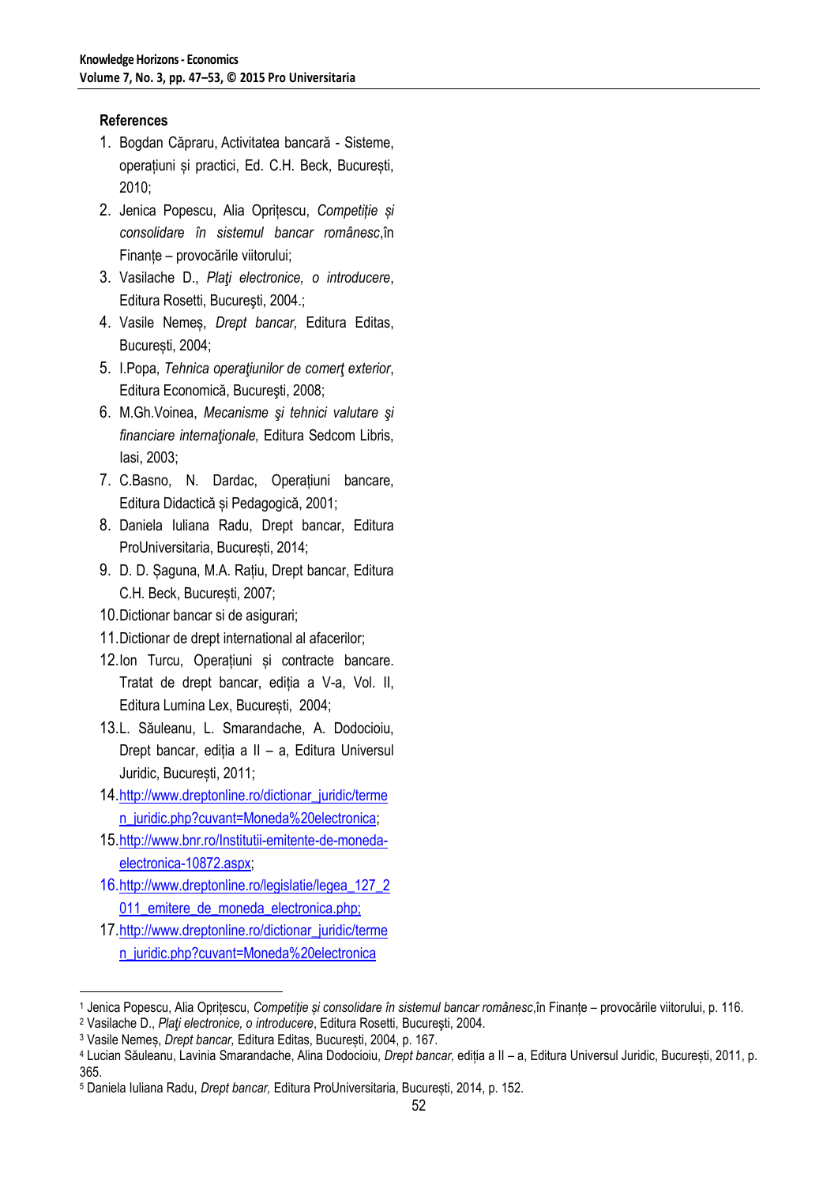## References

1. Bogdan Căpraru, Activitatea bancară - Sisteme, operațiuni și practici, Ed. C.H. Beck, București, 2010;
2. Jenica Popescu, Alia Oprițescu, *Competiție și consolidare în sistemul bancar românesc*,în Finanțe – provocările viitorului;
3. Vasilache D., *Plaţi electronice, o introducere*, Editura Rosetti, Bucureşti, 2004.;
4. Vasile Nemeș, *Drept bancar,* Editura Editas, București, 2004;
5. I.Popa, *Tehnica operaţiunilor de comerţ exterior*, Editura Economică, Bucureşti, 2008;
6. M.Gh.Voinea, *Mecanisme şi tehnici valutare şi financiare internaţionale,* Editura Sedcom Libris, Iasi, 2003;
7. C.Basno, N. Dardac, Operațiuni bancare, Editura Didactică și Pedagogică, 2001;
8. Daniela Iuliana Radu, Drept bancar, Editura ProUniversitaria, București, 2014;
9. D. D. Șaguna, M.A. Rațiu, Drept bancar, Editura C.H. Beck, București, 2007;
10. Dictionar bancar si de asigurari;
11. Dictionar de drept international al afacerilor;
12. Ion Turcu, Operațiuni și contracte bancare. Tratat de drept bancar, ediția a V-a, Vol. II, Editura Lumina Lex, București, 2004;
13. L. Săuleanu, L. Smarandache, A. Dodocioiu, Drept bancar, ediția a II – a, Editura Universul Juridic, București, 2011;
14. http://www.dreptonline.ro/dictionar_juridic/termen_juridic.php?cuvant=Moneda%20electronica;
15. http://www.bnr.ro/Institutii-emitente-de-moneda-electronica-10872.aspx;
16. http://www.dreptonline.ro/legislatie/legea_127_2011_emitere_de_moneda_electronica.php;
17. http://www.dreptonline.ro/dictionar_juridic/termen_juridic.php?cuvant=Moneda%20electronica

---

[1] Jenica Popescu, Alia Oprițescu, *Competiție și consolidare în sistemul bancar românesc*,în Finanțe – provocările viitorului, p. 116.

[2] Vasilache D., *Plaţi electronice, o introducere*, Editura Rosetti, Bucureşti, 2004.

[3] Vasile Nemeș, *Drept bancar,* Editura Editas, București, 2004, p. 167.

[4] Lucian Săuleanu, Lavinia Smarandache, Alina Dodocioiu, *Drept bancar,* ediția a II – a, Editura Universul Juridic, București, 2011, p. 365.

[5] Daniela Iuliana Radu, *Drept bancar,* Editura ProUniversitaria, București, 2014, p. 152.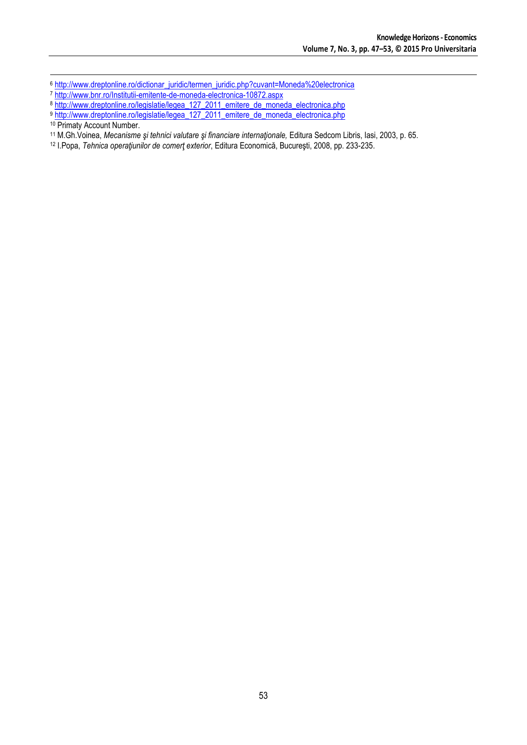[6] http://www.dreptonline.ro/dictionar_juridic/termen_juridic.php?cuvant=Moneda%20electronica

[7] http://www.bnr.ro/Institutii-emitente-de-moneda-electronica-10872.aspx

[8] http://www.dreptonline.ro/legislatie/legea_127_2011_emitere_de_moneda_electronica.php

[9] http://www.dreptonline.ro/legislatie/legea_127_2011_emitere_de_moneda_electronica.php

[10] Primaty Account Number.

[11] M.Gh.Voinea, *Mecanisme şi tehnici valutare şi financiare internaţionale,* Editura Sedcom Libris, Iasi, 2003, p. 65.

[12] I.Popa, *Tehnica operaţiunilor de comerţ exterior*, Editura Economică, Bucureşti, 2008, pp. 233-235.